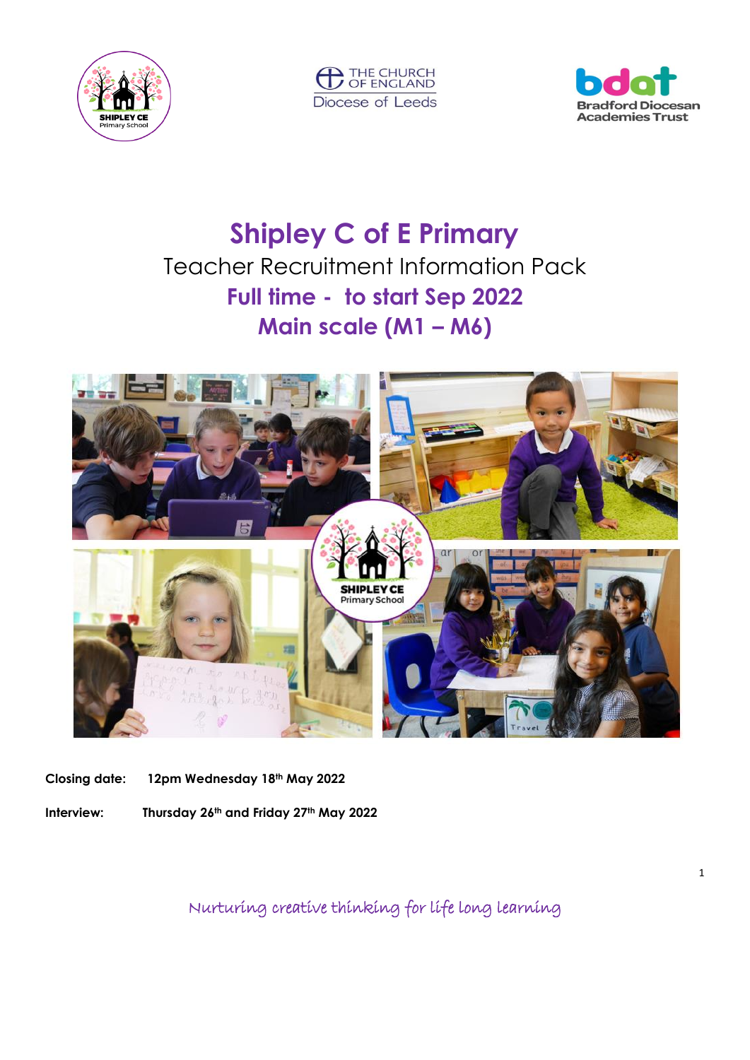# Shipley C of E Primary

## Teacher Recruitment Information Pack

## Full time - to start Sep 2022

## Main scale (M1 – M6)

**Closing date:** **12pm Wednesday 18th May 2022**

**Interview:** **Thursday 26th and Friday 27th May 2022**

*Nurturing creative thinking for life long learning*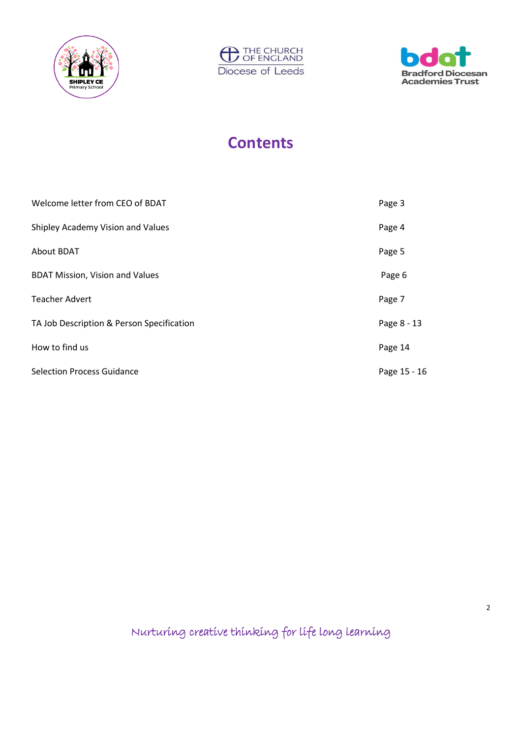# Contents

| | |
|---|---|
| Welcome letter from CEO of BDAT | Page 3 |
| Shipley Academy Vision and Values | Page 4 |
| About BDAT | Page 5 |
| BDAT Mission, Vision and Values | Page 6 |
| Teacher Advert | Page 7 |
| TA Job Description & Person Specification | Page 8 - 13 |
| How to find us | Page 14 |
| Selection Process Guidance | Page 15 - 16 |

Nurturing creative thinking for life long learning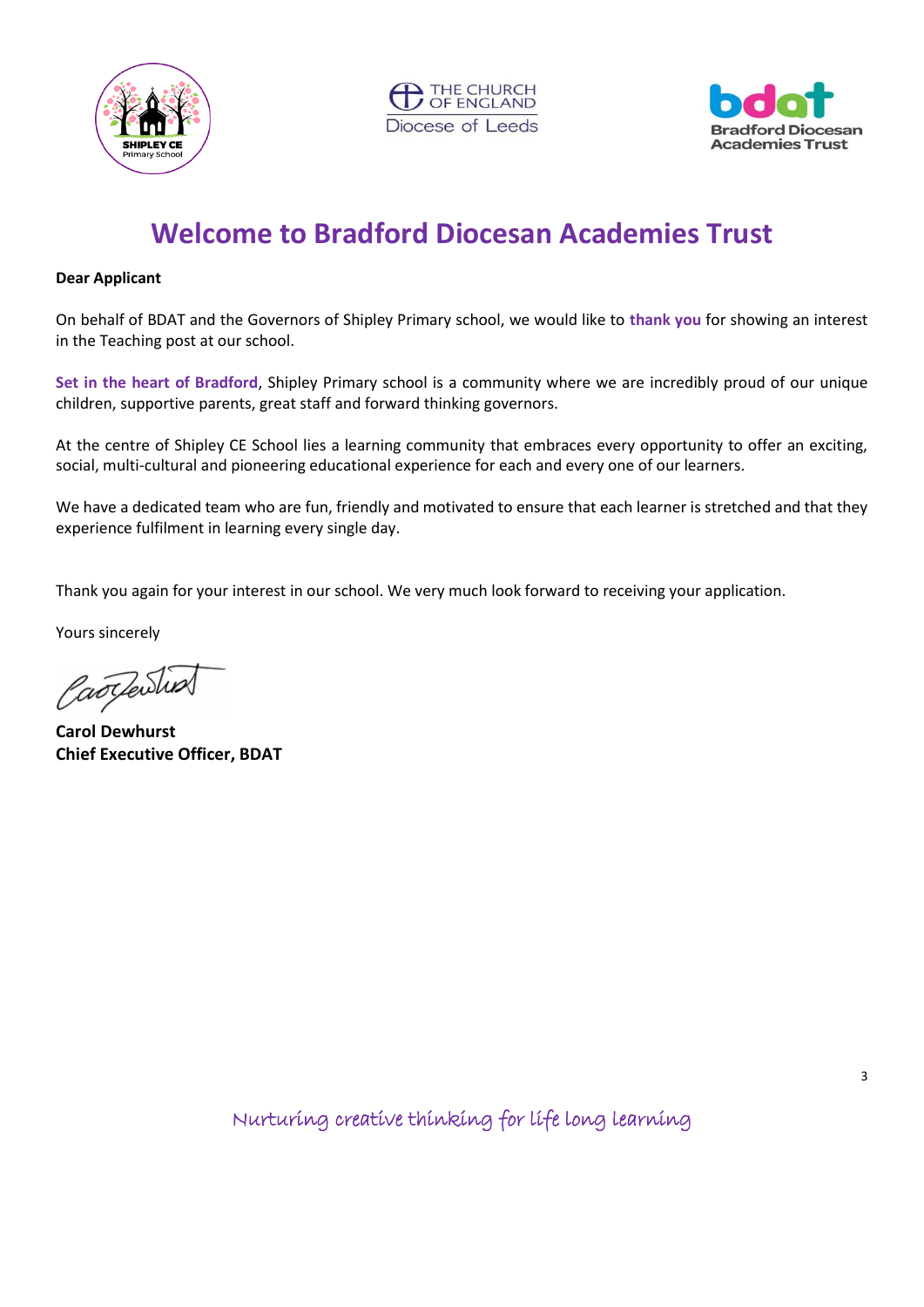# Welcome to Bradford Diocesan Academies Trust

**Dear Applicant**

On behalf of BDAT and the Governors of Shipley Primary school, we would like to **thank you** for showing an interest in the Teaching post at our school.

**Set in the heart of Bradford**, Shipley Primary school is a community where we are incredibly proud of our unique children, supportive parents, great staff and forward thinking governors.

At the centre of Shipley CE School lies a learning community that embraces every opportunity to offer an exciting, social, multi-cultural and pioneering educational experience for each and every one of our learners.

We have a dedicated team who are fun, friendly and motivated to ensure that each learner is stretched and that they experience fulfilment in learning every single day.

Thank you again for your interest in our school. We very much look forward to receiving your application.

Yours sincerely

**Carol Dewhurst**
**Chief Executive Officer, BDAT**

*Nurturing creative thinking for life long learning*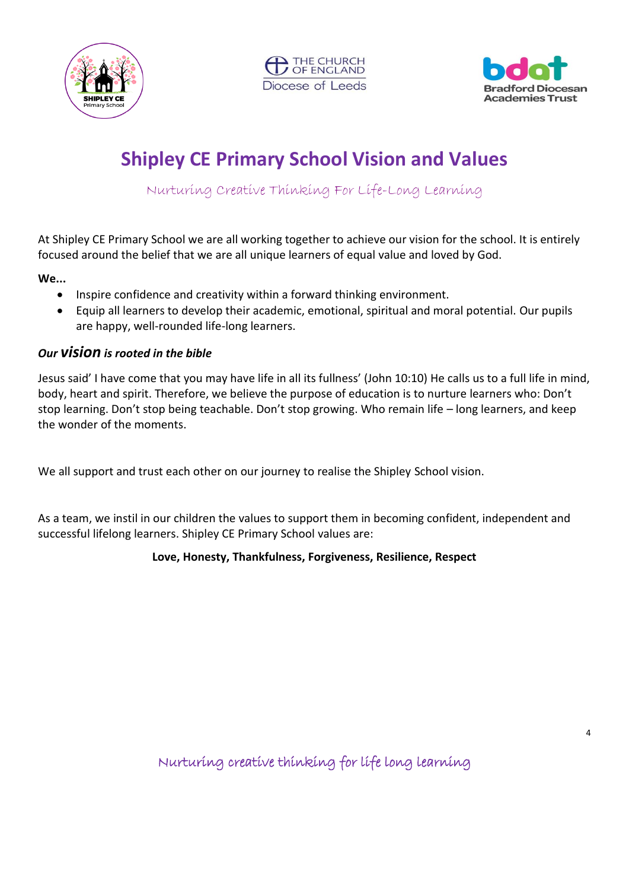# Shipley CE Primary School Vision and Values

*Nurturing Creative Thinking For Life-Long Learning*

At Shipley CE Primary School we are all working together to achieve our vision for the school. It is entirely focused around the belief that we are all unique learners of equal value and loved by God.

**We...**

- Inspire confidence and creativity within a forward thinking environment.
- Equip all learners to develop their academic, emotional, spiritual and moral potential. Our pupils are happy, well-rounded life-long learners.

***Our vision is rooted in the bible***

Jesus said' I have come that you may have life in all its fullness' (John 10:10) He calls us to a full life in mind, body, heart and spirit. Therefore, we believe the purpose of education is to nurture learners who: Don't stop learning. Don't stop being teachable. Don't stop growing. Who remain life – long learners, and keep the wonder of the moments.

We all support and trust each other on our journey to realise the Shipley School vision.

As a team, we instil in our children the values to support them in becoming confident, independent and successful lifelong learners. Shipley CE Primary School values are:

**Love, Honesty, Thankfulness, Forgiveness, Resilience, Respect**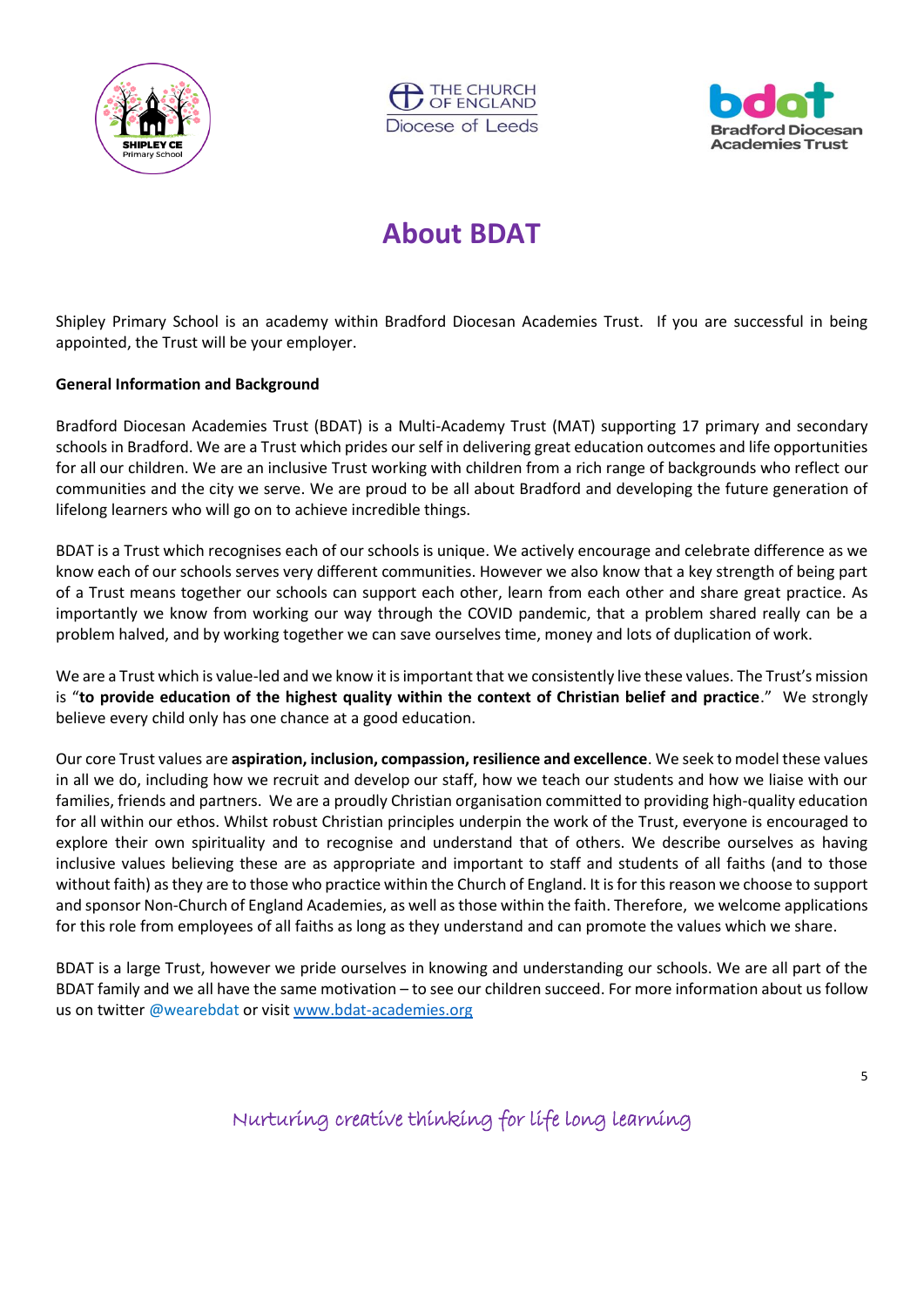# About BDAT

Shipley Primary School is an academy within Bradford Diocesan Academies Trust. If you are successful in being appointed, the Trust will be your employer.

**General Information and Background**

Bradford Diocesan Academies Trust (BDAT) is a Multi-Academy Trust (MAT) supporting 17 primary and secondary schools in Bradford. We are a Trust which prides our self in delivering great education outcomes and life opportunities for all our children. We are an inclusive Trust working with children from a rich range of backgrounds who reflect our communities and the city we serve. We are proud to be all about Bradford and developing the future generation of lifelong learners who will go on to achieve incredible things.

BDAT is a Trust which recognises each of our schools is unique. We actively encourage and celebrate difference as we know each of our schools serves very different communities. However we also know that a key strength of being part of a Trust means together our schools can support each other, learn from each other and share great practice. As importantly we know from working our way through the COVID pandemic, that a problem shared really can be a problem halved, and by working together we can save ourselves time, money and lots of duplication of work.

We are a Trust which is value-led and we know it is important that we consistently live these values. The Trust's mission is "**to provide education of the highest quality within the context of Christian belief and practice**." We strongly believe every child only has one chance at a good education.

Our core Trust values are **aspiration, inclusion, compassion, resilience and excellence**. We seek to model these values in all we do, including how we recruit and develop our staff, how we teach our students and how we liaise with our families, friends and partners. We are a proudly Christian organisation committed to providing high-quality education for all within our ethos. Whilst robust Christian principles underpin the work of the Trust, everyone is encouraged to explore their own spirituality and to recognise and understand that of others. We describe ourselves as having inclusive values believing these are as appropriate and important to staff and students of all faiths (and to those without faith) as they are to those who practice within the Church of England. It is for this reason we choose to support and sponsor Non-Church of England Academies, as well as those within the faith. Therefore, we welcome applications for this role from employees of all faiths as long as they understand and can promote the values which we share.

BDAT is a large Trust, however we pride ourselves in knowing and understanding our schools. We are all part of the BDAT family and we all have the same motivation – to see our children succeed. For more information about us follow us on twitter @wearebdat or visit [www.bdat-academies.org](http://www.bdat-academies.org)

*Nurturing creative thinking for life long learning*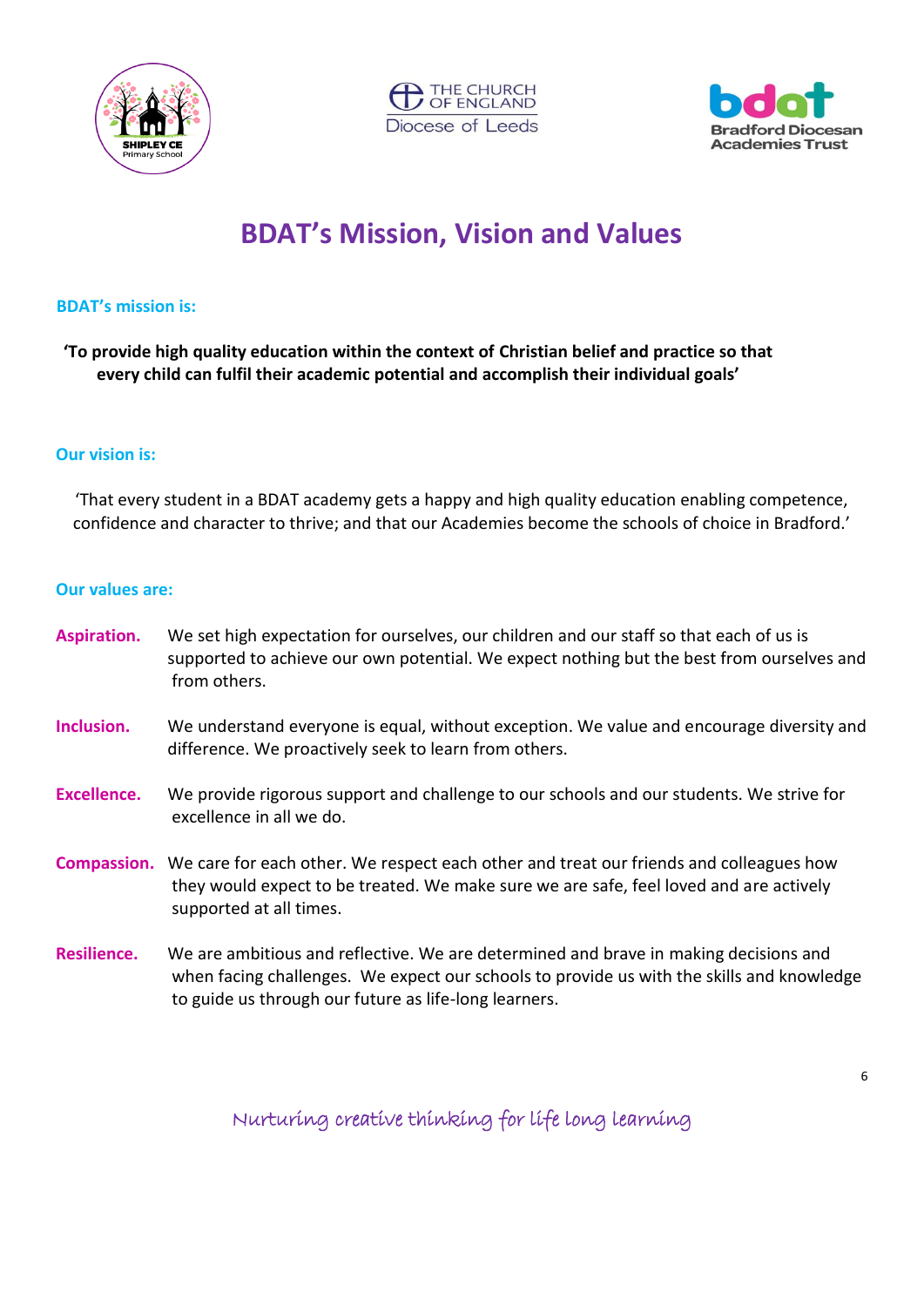# BDAT's Mission, Vision and Values

**BDAT's mission is:**

**'To provide high quality education within the context of Christian belief and practice so that every child can fulfil their academic potential and accomplish their individual goals'**

**Our vision is:**

'That every student in a BDAT academy gets a happy and high quality education enabling competence, confidence and character to thrive; and that our Academies become the schools of choice in Bradford.'

**Our values are:**

**Aspiration.** We set high expectation for ourselves, our children and our staff so that each of us is supported to achieve our own potential. We expect nothing but the best from ourselves and from others.

**Inclusion.** We understand everyone is equal, without exception. We value and encourage diversity and difference. We proactively seek to learn from others.

**Excellence.** We provide rigorous support and challenge to our schools and our students. We strive for excellence in all we do.

**Compassion.** We care for each other. We respect each other and treat our friends and colleagues how they would expect to be treated. We make sure we are safe, feel loved and are actively supported at all times.

**Resilience.** We are ambitious and reflective. We are determined and brave in making decisions and when facing challenges. We expect our schools to provide us with the skills and knowledge to guide us through our future as life-long learners.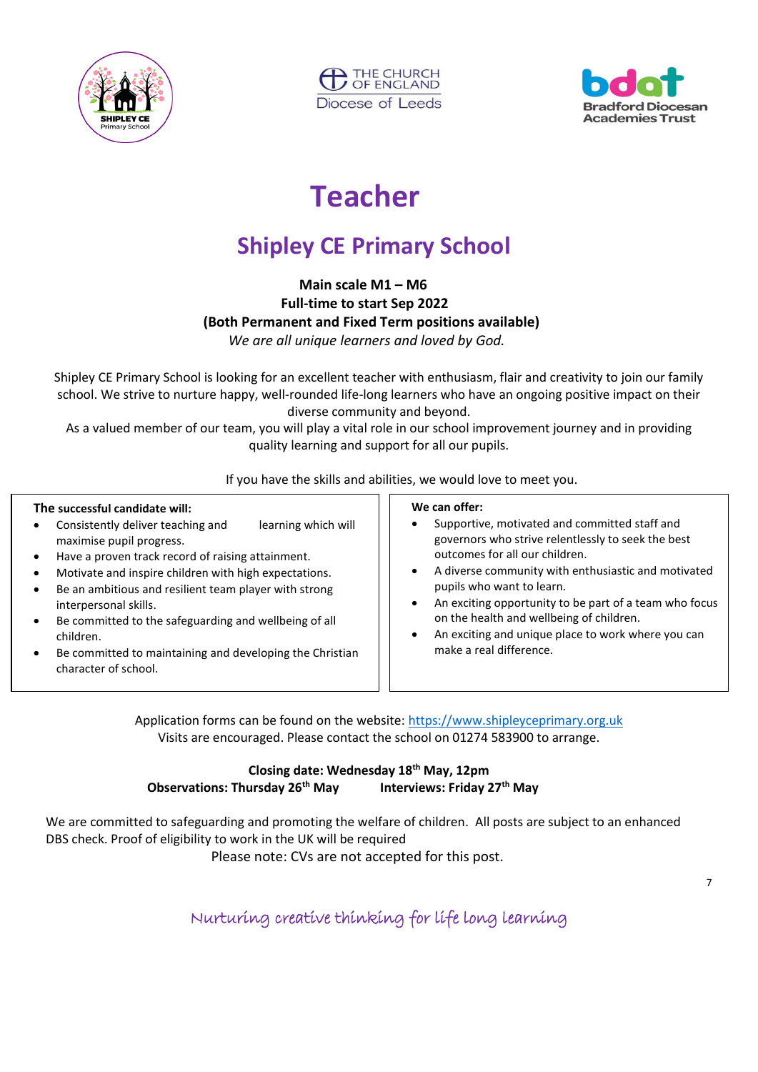# Teacher

## Shipley CE Primary School

**Main scale M1 – M6**
**Full-time to start Sep 2022**
**(Both Permanent and Fixed Term positions available)**
*We are all unique learners and loved by God.*

Shipley CE Primary School is looking for an excellent teacher with enthusiasm, flair and creativity to join our family school. We strive to nurture happy, well-rounded life-long learners who have an ongoing positive impact on their diverse community and beyond.

As a valued member of our team, you will play a vital role in our school improvement journey and in providing quality learning and support for all our pupils.

If you have the skills and abilities, we would love to meet you.

**The successful candidate will:**

- Consistently deliver teaching and learning which will maximise pupil progress.
- Have a proven track record of raising attainment.
- Motivate and inspire children with high expectations.
- Be an ambitious and resilient team player with strong interpersonal skills.
- Be committed to the safeguarding and wellbeing of all children.
- Be committed to maintaining and developing the Christian character of school.

**We can offer:**

- Supportive, motivated and committed staff and governors who strive relentlessly to seek the best outcomes for all our children.
- A diverse community with enthusiastic and motivated pupils who want to learn.
- An exciting opportunity to be part of a team who focus on the health and wellbeing of children.
- An exciting and unique place to work where you can make a real difference.

Application forms can be found on the website: https://www.shipleyceprimary.org.uk
Visits are encouraged. Please contact the school on 01274 583900 to arrange.

**Closing date: Wednesday 18th May, 12pm**
**Observations: Thursday 26th May** **Interviews: Friday 27th May**

We are committed to safeguarding and promoting the welfare of children. All posts are subject to an enhanced DBS check. Proof of eligibility to work in the UK will be required

Please note: CVs are not accepted for this post.

Nurturing creative thinking for life long learning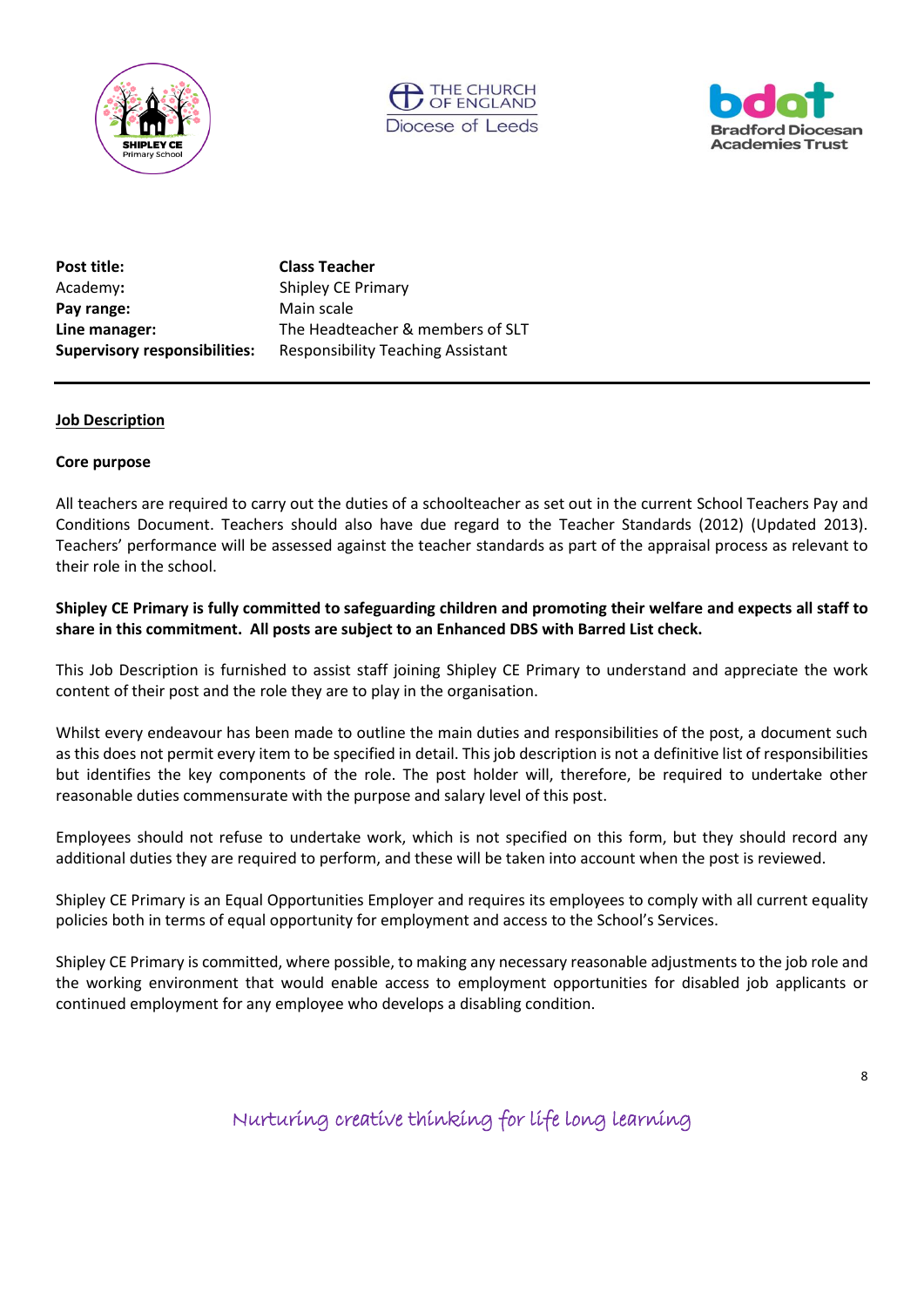| | |
|---|---|
| **Post title:** | **Class Teacher** |
| Academy: | Shipley CE Primary |
| **Pay range:** | Main scale |
| **Line manager:** | The Headteacher & members of SLT |
| **Supervisory responsibilities:** | Responsibility Teaching Assistant |

---

**Job Description**

**Core purpose**

All teachers are required to carry out the duties of a schoolteacher as set out in the current School Teachers Pay and Conditions Document. Teachers should also have due regard to the Teacher Standards (2012) (Updated 2013). Teachers' performance will be assessed against the teacher standards as part of the appraisal process as relevant to their role in the school.

**Shipley CE Primary is fully committed to safeguarding children and promoting their welfare and expects all staff to share in this commitment. All posts are subject to an Enhanced DBS with Barred List check.**

This Job Description is furnished to assist staff joining Shipley CE Primary to understand and appreciate the work content of their post and the role they are to play in the organisation.

Whilst every endeavour has been made to outline the main duties and responsibilities of the post, a document such as this does not permit every item to be specified in detail. This job description is not a definitive list of responsibilities but identifies the key components of the role. The post holder will, therefore, be required to undertake other reasonable duties commensurate with the purpose and salary level of this post.

Employees should not refuse to undertake work, which is not specified on this form, but they should record any additional duties they are required to perform, and these will be taken into account when the post is reviewed.

Shipley CE Primary is an Equal Opportunities Employer and requires its employees to comply with all current equality policies both in terms of equal opportunity for employment and access to the School's Services.

Shipley CE Primary is committed, where possible, to making any necessary reasonable adjustments to the job role and the working environment that would enable access to employment opportunities for disabled job applicants or continued employment for any employee who develops a disabling condition.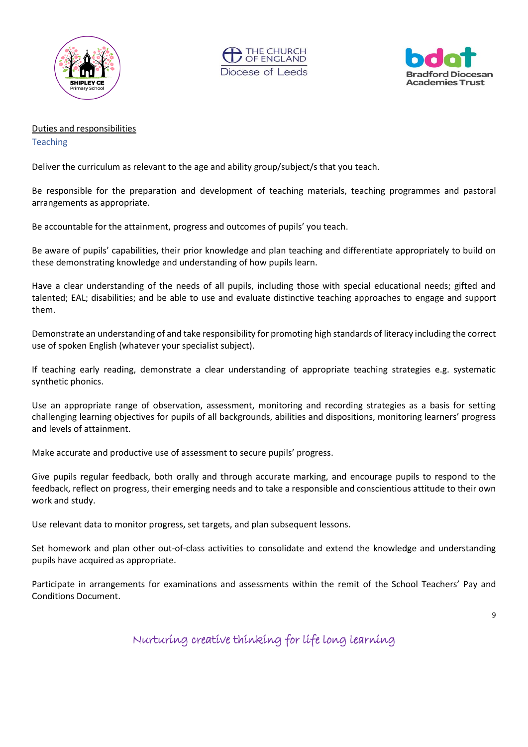## Duties and responsibilities

### Teaching

Deliver the curriculum as relevant to the age and ability group/subject/s that you teach.

Be responsible for the preparation and development of teaching materials, teaching programmes and pastoral arrangements as appropriate.

Be accountable for the attainment, progress and outcomes of pupils' you teach.

Be aware of pupils' capabilities, their prior knowledge and plan teaching and differentiate appropriately to build on these demonstrating knowledge and understanding of how pupils learn.

Have a clear understanding of the needs of all pupils, including those with special educational needs; gifted and talented; EAL; disabilities; and be able to use and evaluate distinctive teaching approaches to engage and support them.

Demonstrate an understanding of and take responsibility for promoting high standards of literacy including the correct use of spoken English (whatever your specialist subject).

If teaching early reading, demonstrate a clear understanding of appropriate teaching strategies e.g. systematic synthetic phonics.

Use an appropriate range of observation, assessment, monitoring and recording strategies as a basis for setting challenging learning objectives for pupils of all backgrounds, abilities and dispositions, monitoring learners' progress and levels of attainment.

Make accurate and productive use of assessment to secure pupils' progress.

Give pupils regular feedback, both orally and through accurate marking, and encourage pupils to respond to the feedback, reflect on progress, their emerging needs and to take a responsible and conscientious attitude to their own work and study.

Use relevant data to monitor progress, set targets, and plan subsequent lessons.

Set homework and plan other out-of-class activities to consolidate and extend the knowledge and understanding pupils have acquired as appropriate.

Participate in arrangements for examinations and assessments within the remit of the School Teachers' Pay and Conditions Document.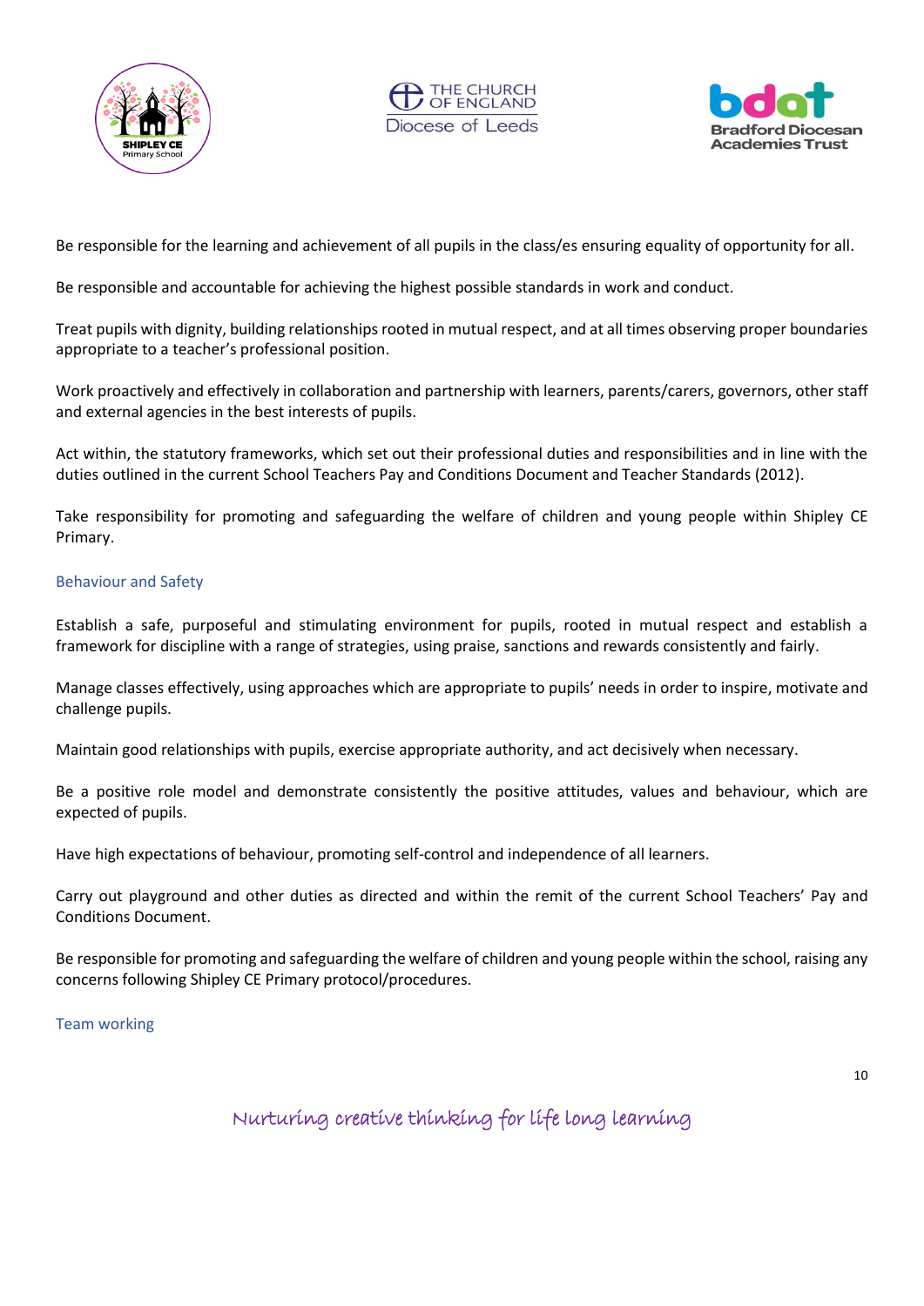Be responsible for the learning and achievement of all pupils in the class/es ensuring equality of opportunity for all.

Be responsible and accountable for achieving the highest possible standards in work and conduct.

Treat pupils with dignity, building relationships rooted in mutual respect, and at all times observing proper boundaries appropriate to a teacher's professional position.

Work proactively and effectively in collaboration and partnership with learners, parents/carers, governors, other staff and external agencies in the best interests of pupils.

Act within, the statutory frameworks, which set out their professional duties and responsibilities and in line with the duties outlined in the current School Teachers Pay and Conditions Document and Teacher Standards (2012).

Take responsibility for promoting and safeguarding the welfare of children and young people within Shipley CE Primary.

### Behaviour and Safety

Establish a safe, purposeful and stimulating environment for pupils, rooted in mutual respect and establish a framework for discipline with a range of strategies, using praise, sanctions and rewards consistently and fairly.

Manage classes effectively, using approaches which are appropriate to pupils' needs in order to inspire, motivate and challenge pupils.

Maintain good relationships with pupils, exercise appropriate authority, and act decisively when necessary.

Be a positive role model and demonstrate consistently the positive attitudes, values and behaviour, which are expected of pupils.

Have high expectations of behaviour, promoting self-control and independence of all learners.

Carry out playground and other duties as directed and within the remit of the current School Teachers' Pay and Conditions Document.

Be responsible for promoting and safeguarding the welfare of children and young people within the school, raising any concerns following Shipley CE Primary protocol/procedures.

### Team working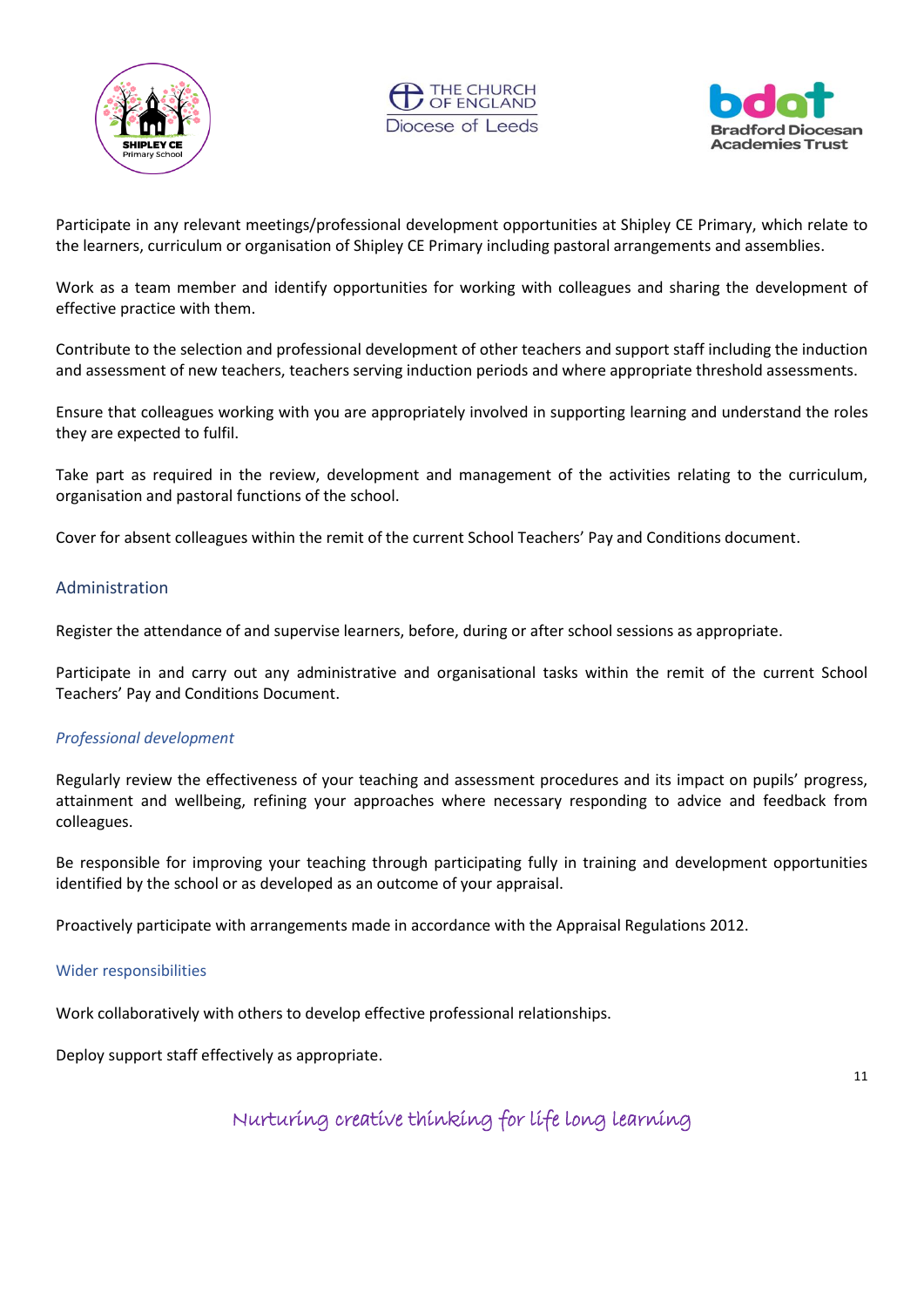Participate in any relevant meetings/professional development opportunities at Shipley CE Primary, which relate to the learners, curriculum or organisation of Shipley CE Primary including pastoral arrangements and assemblies.

Work as a team member and identify opportunities for working with colleagues and sharing the development of effective practice with them.

Contribute to the selection and professional development of other teachers and support staff including the induction and assessment of new teachers, teachers serving induction periods and where appropriate threshold assessments.

Ensure that colleagues working with you are appropriately involved in supporting learning and understand the roles they are expected to fulfil.

Take part as required in the review, development and management of the activities relating to the curriculum, organisation and pastoral functions of the school.

Cover for absent colleagues within the remit of the current School Teachers' Pay and Conditions document.

### Administration

Register the attendance of and supervise learners, before, during or after school sessions as appropriate.

Participate in and carry out any administrative and organisational tasks within the remit of the current School Teachers' Pay and Conditions Document.

### *Professional development*

Regularly review the effectiveness of your teaching and assessment procedures and its impact on pupils' progress, attainment and wellbeing, refining your approaches where necessary responding to advice and feedback from colleagues.

Be responsible for improving your teaching through participating fully in training and development opportunities identified by the school or as developed as an outcome of your appraisal.

Proactively participate with arrangements made in accordance with the Appraisal Regulations 2012.

### Wider responsibilities

Work collaboratively with others to develop effective professional relationships.

Deploy support staff effectively as appropriate.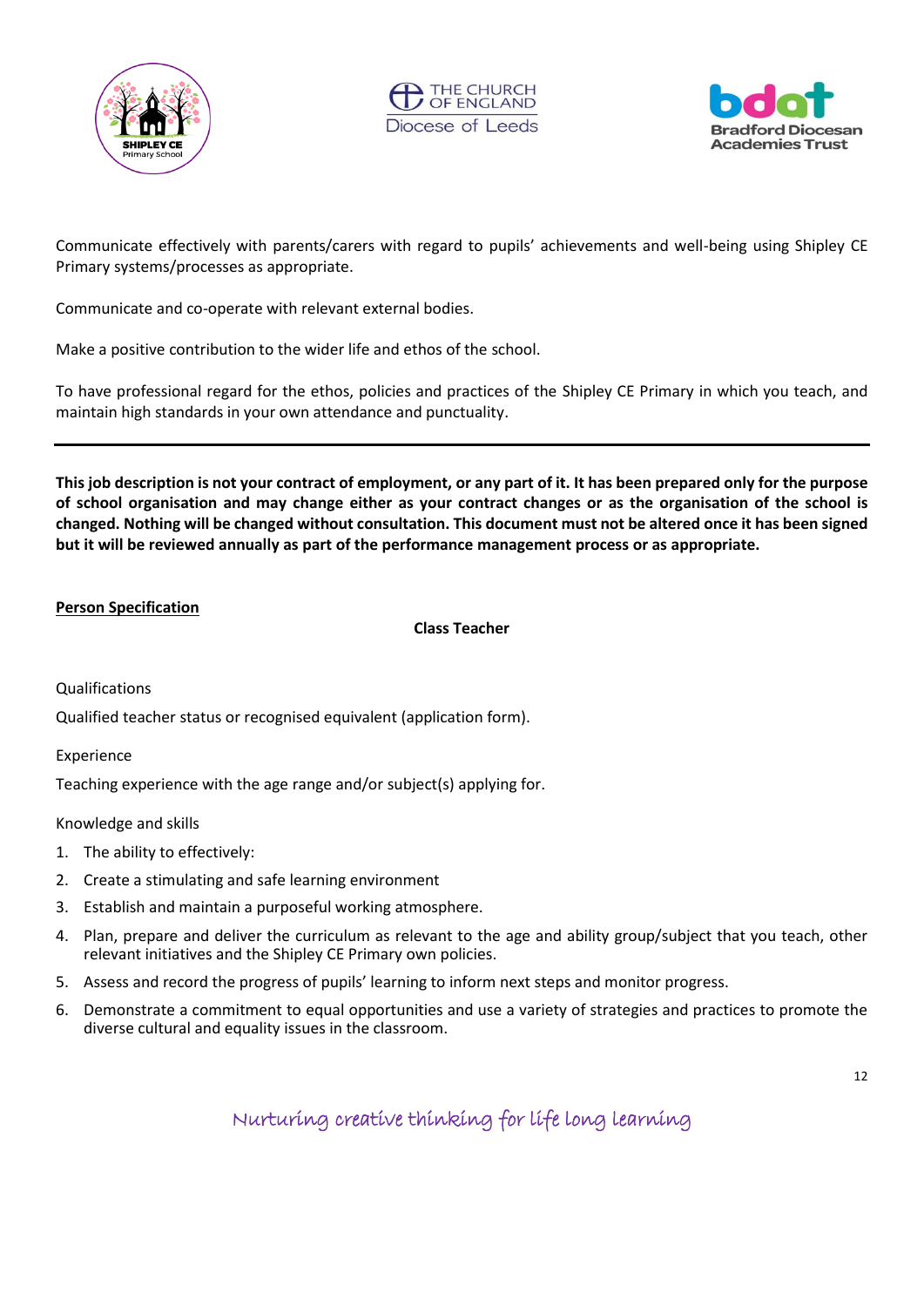Communicate effectively with parents/carers with regard to pupils' achievements and well-being using Shipley CE Primary systems/processes as appropriate.

Communicate and co-operate with relevant external bodies.

Make a positive contribution to the wider life and ethos of the school.

To have professional regard for the ethos, policies and practices of the Shipley CE Primary in which you teach, and maintain high standards in your own attendance and punctuality.

---

**This job description is not your contract of employment, or any part of it. It has been prepared only for the purpose of school organisation and may change either as your contract changes or as the organisation of the school is changed. Nothing will be changed without consultation. This document must not be altered once it has been signed but it will be reviewed annually as part of the performance management process or as appropriate.**

**Person Specification**

**Class Teacher**

Qualifications

Qualified teacher status or recognised equivalent (application form).

Experience

Teaching experience with the age range and/or subject(s) applying for.

Knowledge and skills

1. The ability to effectively:
2. Create a stimulating and safe learning environment
3. Establish and maintain a purposeful working atmosphere.
4. Plan, prepare and deliver the curriculum as relevant to the age and ability group/subject that you teach, other relevant initiatives and the Shipley CE Primary own policies.
5. Assess and record the progress of pupils' learning to inform next steps and monitor progress.
6. Demonstrate a commitment to equal opportunities and use a variety of strategies and practices to promote the diverse cultural and equality issues in the classroom.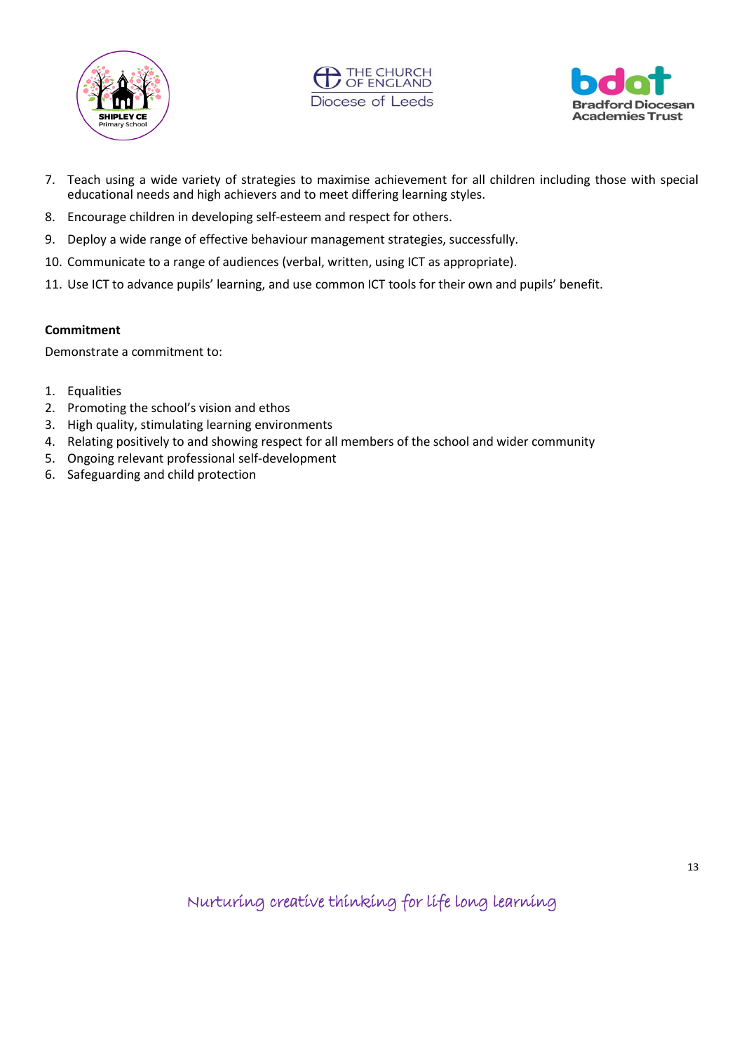7. Teach using a wide variety of strategies to maximise achievement for all children including those with special educational needs and high achievers and to meet differing learning styles.
8. Encourage children in developing self-esteem and respect for others.
9. Deploy a wide range of effective behaviour management strategies, successfully.
10. Communicate to a range of audiences (verbal, written, using ICT as appropriate).
11. Use ICT to advance pupils' learning, and use common ICT tools for their own and pupils' benefit.

**Commitment**

Demonstrate a commitment to:

1. Equalities
2. Promoting the school's vision and ethos
3. High quality, stimulating learning environments
4. Relating positively to and showing respect for all members of the school and wider community
5. Ongoing relevant professional self-development
6. Safeguarding and child protection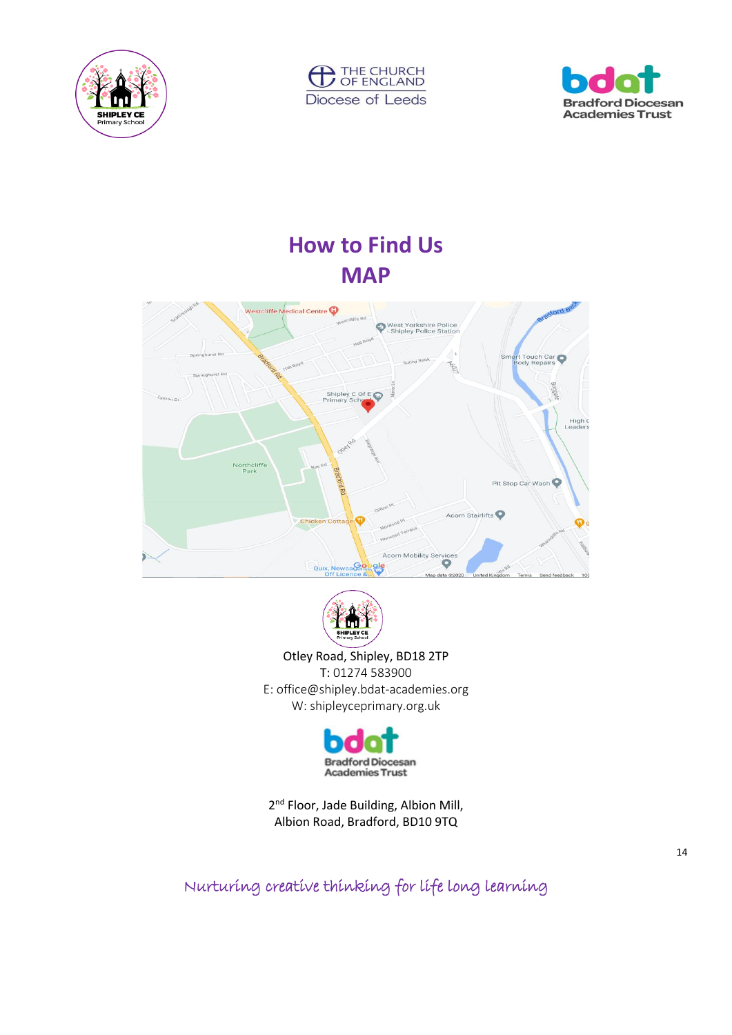# How to Find Us

## MAP

Otley Road, Shipley, BD18 2TP
T: 01274 583900
E: office@shipley.bdat-academies.org
W: shipleyceprimary.org.uk

2nd Floor, Jade Building, Albion Mill,
Albion Road, Bradford, BD10 9TQ

*Nurturing creative thinking for life long learning*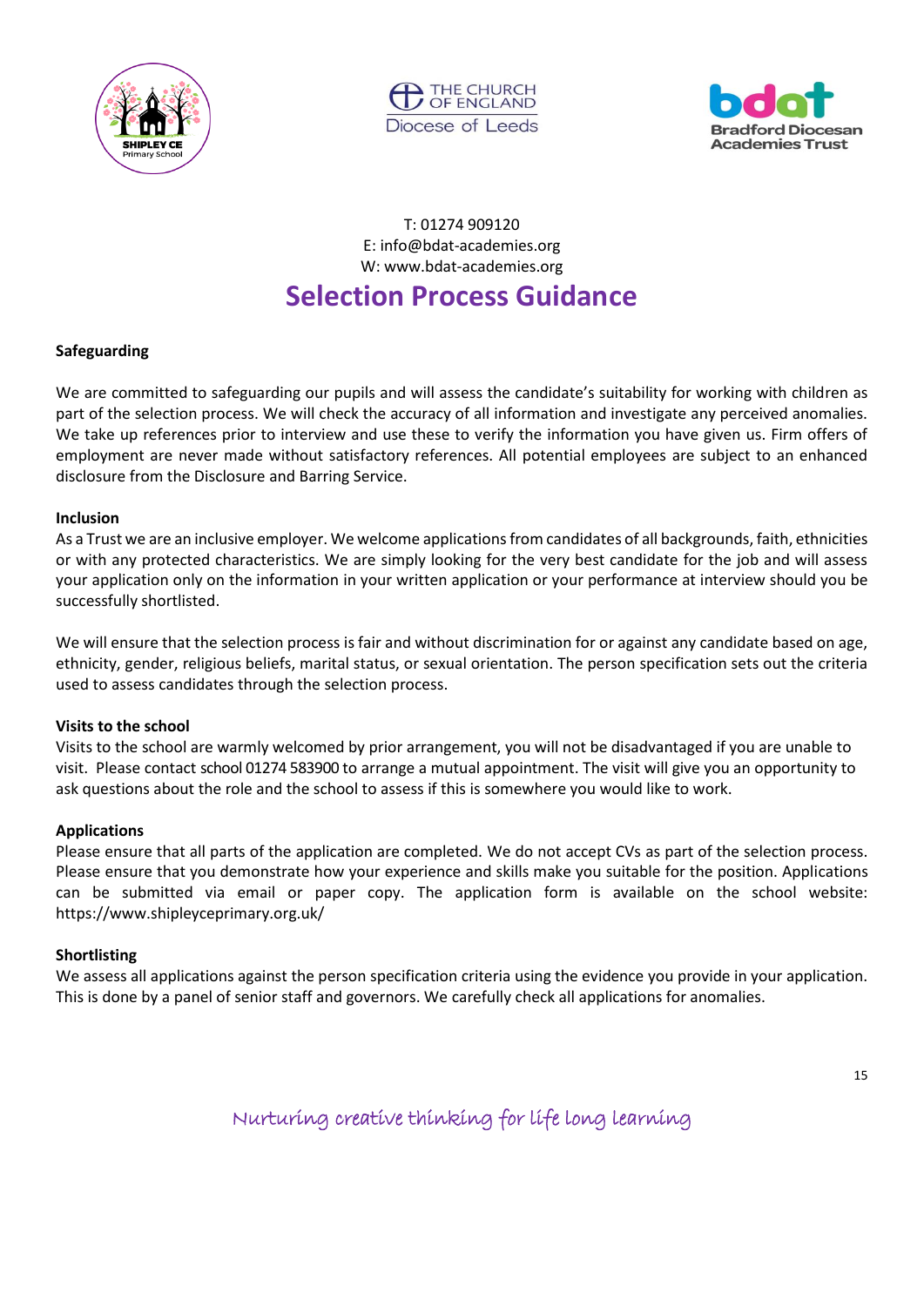T: 01274 909120
E: info@bdat-academies.org
W: www.bdat-academies.org

# Selection Process Guidance

**Safeguarding**

We are committed to safeguarding our pupils and will assess the candidate's suitability for working with children as part of the selection process. We will check the accuracy of all information and investigate any perceived anomalies. We take up references prior to interview and use these to verify the information you have given us. Firm offers of employment are never made without satisfactory references. All potential employees are subject to an enhanced disclosure from the Disclosure and Barring Service.

**Inclusion**

As a Trust we are an inclusive employer. We welcome applications from candidates of all backgrounds, faith, ethnicities or with any protected characteristics. We are simply looking for the very best candidate for the job and will assess your application only on the information in your written application or your performance at interview should you be successfully shortlisted.

We will ensure that the selection process is fair and without discrimination for or against any candidate based on age, ethnicity, gender, religious beliefs, marital status, or sexual orientation. The person specification sets out the criteria used to assess candidates through the selection process.

**Visits to the school**

Visits to the school are warmly welcomed by prior arrangement, you will not be disadvantaged if you are unable to visit. Please contact school 01274 583900 to arrange a mutual appointment. The visit will give you an opportunity to ask questions about the role and the school to assess if this is somewhere you would like to work.

**Applications**

Please ensure that all parts of the application are completed. We do not accept CVs as part of the selection process. Please ensure that you demonstrate how your experience and skills make you suitable for the position. Applications can be submitted via email or paper copy. The application form is available on the school website: https://www.shipleyceprimary.org.uk/

**Shortlisting**

We assess all applications against the person specification criteria using the evidence you provide in your application. This is done by a panel of senior staff and governors. We carefully check all applications for anomalies.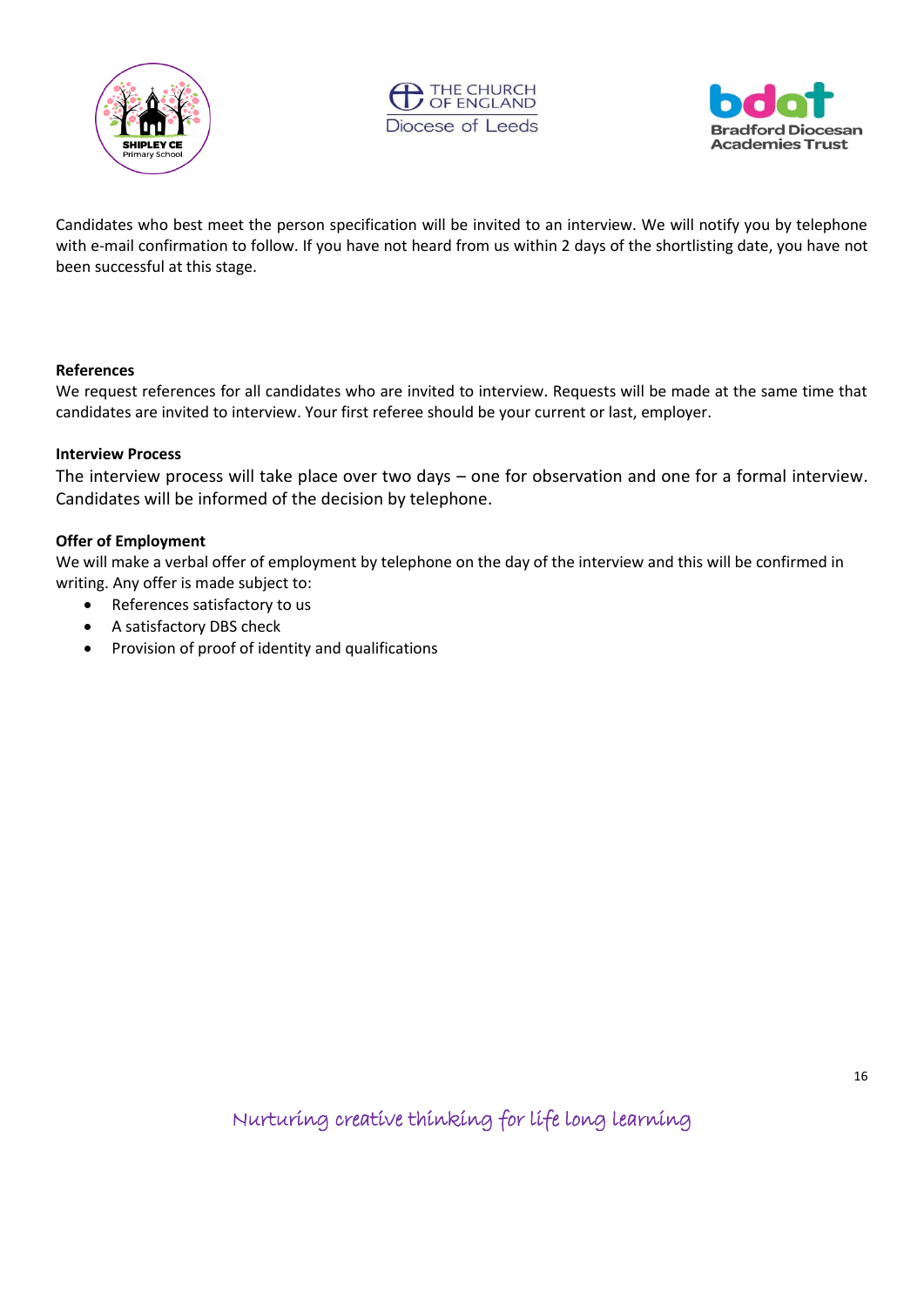Candidates who best meet the person specification will be invited to an interview. We will notify you by telephone with e-mail confirmation to follow. If you have not heard from us within 2 days of the shortlisting date, you have not been successful at this stage.

**References**

We request references for all candidates who are invited to interview. Requests will be made at the same time that candidates are invited to interview. Your first referee should be your current or last, employer.

**Interview Process**

The interview process will take place over two days – one for observation and one for a formal interview. Candidates will be informed of the decision by telephone.

**Offer of Employment**

We will make a verbal offer of employment by telephone on the day of the interview and this will be confirmed in writing. Any offer is made subject to:

- References satisfactory to us
- A satisfactory DBS check
- Provision of proof of identity and qualifications